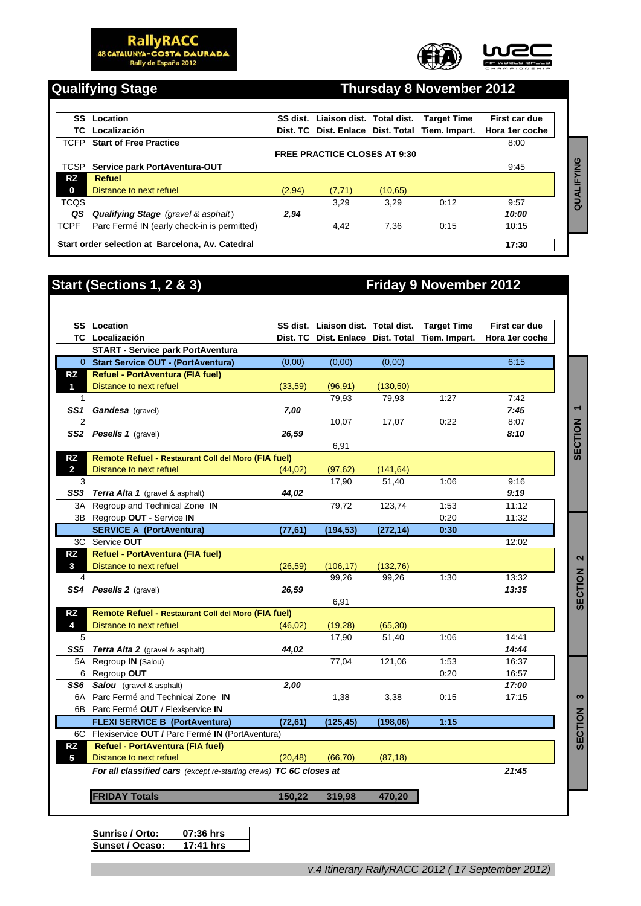**RallyRACC**
**48 CATALUNYA-COSTA DAURADA**
**Rally de España 2012**

## Qualifying Stage — Thursday 8 November 2012

| SS / TC | Location / Localización | SS dist. / Dist. TC | Liaison dist. / Dist. Enlace | Total dist. / Dist. Total | Target Time / Tiem. Impart. | First car due / Hora 1er coche |
|---|---|---|---|---|---|---|
| TCFP | **Start of Free Practice** | | | | | 8:00 |
| | | **FREE PRACTICE CLOSES AT 9:30** | | | | |
| TCSP | **Service park PortAventura-OUT** | | | | | 9:45 |
| **RZ 0** | **Refuel** / Distance to next refuel | (2,94) | (7,71) | (10,65) | | |
| TCQS | | | 3,29 | 3,29 | 0:12 | 9:57 |
| ***QS*** | ***Qualifying Stage*** *(gravel & asphalt)* | ***2,94*** | | | | ***10:00*** |
| TCPF | Parc Fermé IN (early check-in is permitted) | | 4,42 | 7,36 | 0:15 | 10:15 |
| | **Start order selection at Barcelona, Av. Catedral** | | | | | **17:30** |

QUALIFYING

## Start (Sections 1, 2 & 3) — Friday 9 November 2012

| SS / TC | Location / Localización | SS dist. / Dist. TC | Liaison dist. / Dist. Enlace | Total dist. / Dist. Total | Target Time / Tiem. Impart. | First car due / Hora 1er coche |
|---|---|---|---|---|---|---|
| | **START - Service park PortAventura** | | | | | |
| 0 | **Start Service OUT - (PortAventura)** | (0,00) | (0,00) | (0,00) | | 6:15 |
| **RZ 1** | **Refuel - PortAventura (FIA fuel)** / Distance to next refuel | (33,59) | (96,91) | (130,50) | | |
| 1 | | | 79,93 | 79,93 | 1:27 | 7:42 |
| ***SS1*** | ***Gandesa*** (gravel) | ***7,00*** | | | | ***7:45*** |
| 2 | | | 10,07 | 17,07 | 0:22 | 8:07 |
| ***SS2*** | ***Pesells 1*** (gravel) | ***26,59*** | | | | ***8:10*** |
| | | | 6,91 | | | |
| **RZ 2** | **Remote Refuel - Restaurant Coll del Moro (FIA fuel)** / Distance to next refuel | (44,02) | (97,62) | (141,64) | | |
| 3 | | | 17,90 | 51,40 | 1:06 | 9:16 |
| ***SS3*** | ***Terra Alta 1*** (gravel & asphalt) | ***44,02*** | | | | ***9:19*** |
| 3A | Regroup and Technical Zone **IN** | | 79,72 | 123,74 | 1:53 | 11:12 |
| 3B | Regroup **OUT** - Service **IN** | | | | 0:20 | 11:32 |
| | **SERVICE A (PortAventura)** | **(77,61)** | **(194,53)** | **(272,14)** | **0:30** | |
| 3C | Service **OUT** | | | | | 12:02 |
| **RZ 3** | **Refuel - PortAventura (FIA fuel)** / Distance to next refuel | (26,59) | (106,17) | (132,76) | | |
| 4 | | | 99,26 | 99,26 | 1:30 | 13:32 |
| ***SS4*** | ***Pesells 2*** (gravel) | ***26,59*** | | | | ***13:35*** |
| | | | 6,91 | | | |
| **RZ 4** | **Remote Refuel - Restaurant Coll del Moro (FIA fuel)** / Distance to next refuel | (46,02) | (19,28) | (65,30) | | |
| 5 | | | 17,90 | 51,40 | 1:06 | 14:41 |
| ***SS5*** | ***Terra Alta 2*** (gravel & asphalt) | ***44,02*** | | | | ***14:44*** |
| 5A | Regroup **IN** (Salou) | | 77,04 | 121,06 | 1:53 | 16:37 |
| 6 | Regroup **OUT** | | | | 0:20 | 16:57 |
| ***SS6*** | ***Salou*** (gravel & asphalt) | ***2,00*** | | | | ***17:00*** |
| 6A | Parc Fermé and Technical Zone **IN** | | 1,38 | 3,38 | 0:15 | 17:15 |
| 6B | Parc Fermé **OUT** / Flexiservice **IN** | | | | | |
| | **FLEXI SERVICE B (PortAventura)** | **(72,61)** | **(125,45)** | **(198,06)** | **1:15** | |
| 6C | Flexiservice **OUT /** Parc Fermé **IN** (PortAventura) | | | | | |
| **RZ 5** | **Refuel - PortAventura (FIA fuel)** / Distance to next refuel | (20,48) | (66,70) | (87,18) | | |
| | ***For all classified cars*** *(except re-starting crews)* ***TC 6C closes at*** | | | | | ***21:45*** |
| | **FRIDAY Totals** | **150,22** | **319,98** | **470,20** | | |

SECTION 1 — SECTION 2 — SECTION 3

| | |
|---|---|
| **Sunrise / Orto:** | **07:36 hrs** |
| **Sunset / Ocaso:** | **17:41 hrs** |

*v.4 Itinerary RallyRACC 2012 ( 17 September 2012)*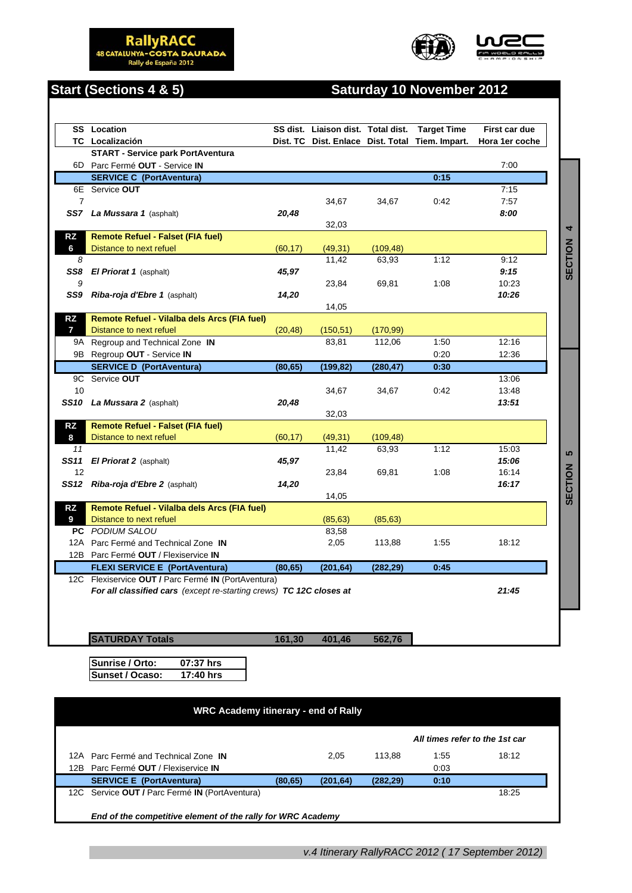RallyRACC
48 CATALUNYA-COSTA DAURADA
Rally de España 2012

## Start (Sections 4 & 5) — Saturday 10 November 2012

| SS / TC | Location / Localización | SS dist. / Dist. TC | Liaison dist. / Dist. Enlace | Total dist. / Dist. Total | Target Time / Tiem. Impart. | First car due / Hora 1er coche |
|---|---|---|---|---|---|---|
| | **START - Service park PortAventura** | | | | | |
| 6D | Parc Fermé **OUT** - Service **IN** | | | | | 7:00 |
| | **SERVICE C (PortAventura)** | | | | **0:15** | |
| 6E | Service **OUT** | | | | | 7:15 |
| 7 | | | 34,67 | 34,67 | 0:42 | 7:57 |
| ***SS7*** | ***La Mussara 1*** (asphalt) | ***20,48*** | | | | ***8:00*** |
| | | | 32,03 | | | |
| **RZ 6** | **Remote Refuel - Falset (FIA fuel)** | | | | | |
| | Distance to next refuel | (60,17) | (49,31) | (109,48) | | |
| *8* | | | 11,42 | 63,93 | 1:12 | 9:12 |
| ***SS8*** | ***El Priorat 1*** (asphalt) | ***45,97*** | | | | ***9:15*** |
| 9 | | | 23,84 | 69,81 | 1:08 | 10:23 |
| ***SS9*** | ***Riba-roja d'Ebre 1*** (asphalt) | ***14,20*** | | | | ***10:26*** |
| | | | 14,05 | | | |
| **RZ 7** | **Remote Refuel - Vilalba dels Arcs (FIA fuel)** | | | | | |
| | Distance to next refuel | (20,48) | (150,51) | (170,99) | | |
| 9A | Regroup and Technical Zone **IN** | | 83,81 | 112,06 | 1:50 | 12:16 |
| 9B | Regroup **OUT** - Service **IN** | | | | 0:20 | 12:36 |
| | **SERVICE D (PortAventura)** | **(80,65)** | **(199,82)** | **(280,47)** | **0:30** | |
| 9C | Service **OUT** | | | | | 13:06 |
| 10 | | | 34,67 | 34,67 | 0:42 | 13:48 |
| ***SS10*** | ***La Mussara 2*** (asphalt) | ***20,48*** | | | | ***13:51*** |
| | | | 32,03 | | | |
| **RZ 8** | **Remote Refuel - Falset (FIA fuel)** | | | | | |
| | Distance to next refuel | (60,17) | (49,31) | (109,48) | | |
| *11* | | | 11,42 | 63,93 | 1:12 | 15:03 |
| ***SS11*** | ***El Priorat 2*** (asphalt) | ***45,97*** | | | | ***15:06*** |
| 12 | | | 23,84 | 69,81 | 1:08 | 16:14 |
| ***SS12*** | ***Riba-roja d'Ebre 2*** (asphalt) | ***14,20*** | | | | ***16:17*** |
| | | | 14,05 | | | |
| **RZ 9** | **Remote Refuel - Vilalba dels Arcs (FIA fuel)** | | | | | |
| | Distance to next refuel | | (85,63) | (85,63) | | |
| **PC** | *PODIUM SALOU* | | 83,58 | | | |
| 12A | Parc Fermé and Technical Zone **IN** | | 2,05 | 113,88 | 1:55 | 18:12 |
| 12B | Parc Fermé **OUT** / Flexiservice **IN** | | | | | |
| | **FLEXI SERVICE E (PortAventura)** | **(80,65)** | **(201,64)** | **(282,29)** | **0:45** | |
| 12C | Flexiservice **OUT** / Parc Fermé **IN** (PortAventura) | | | | | |
| | ***For all classified cars** (except re-starting crews) **TC 12C closes at*** | | | | | ***21:45*** |
| | **SATURDAY Totals** | **161,30** | **401,46** | **562,76** | | |

SECTION 4 (6D – RZ 7); SECTION 5 (9C – 12C)

| | |
|---|---|
| **Sunrise / Orto:** | **07:37 hrs** |
| **Sunset / Ocaso:** | **17:40 hrs** |

### WRC Academy itinerary - end of Rally

*All times refer to the 1st car*

| TC | Location | SS dist. | Liaison dist. | Total dist. | Target Time | First car due |
|---|---|---|---|---|---|---|
| 12A | Parc Fermé and Technical Zone **IN** | | 2,05 | 113,88 | 1:55 | 18:12 |
| 12B | Parc Fermé **OUT** / Flexiservice **IN** | | | | 0:03 | |
| | **SERVICE E (PortAventura)** | **(80,65)** | **(201,64)** | **(282,29)** | **0:10** | |
| 12C | Service **OUT /** Parc Fermé **IN** (PortAventura) | | | | | 18:25 |

***End of the competitive element of the rally for WRC Academy***

*v.4 Itinerary RallyRACC 2012 ( 17 September 2012)*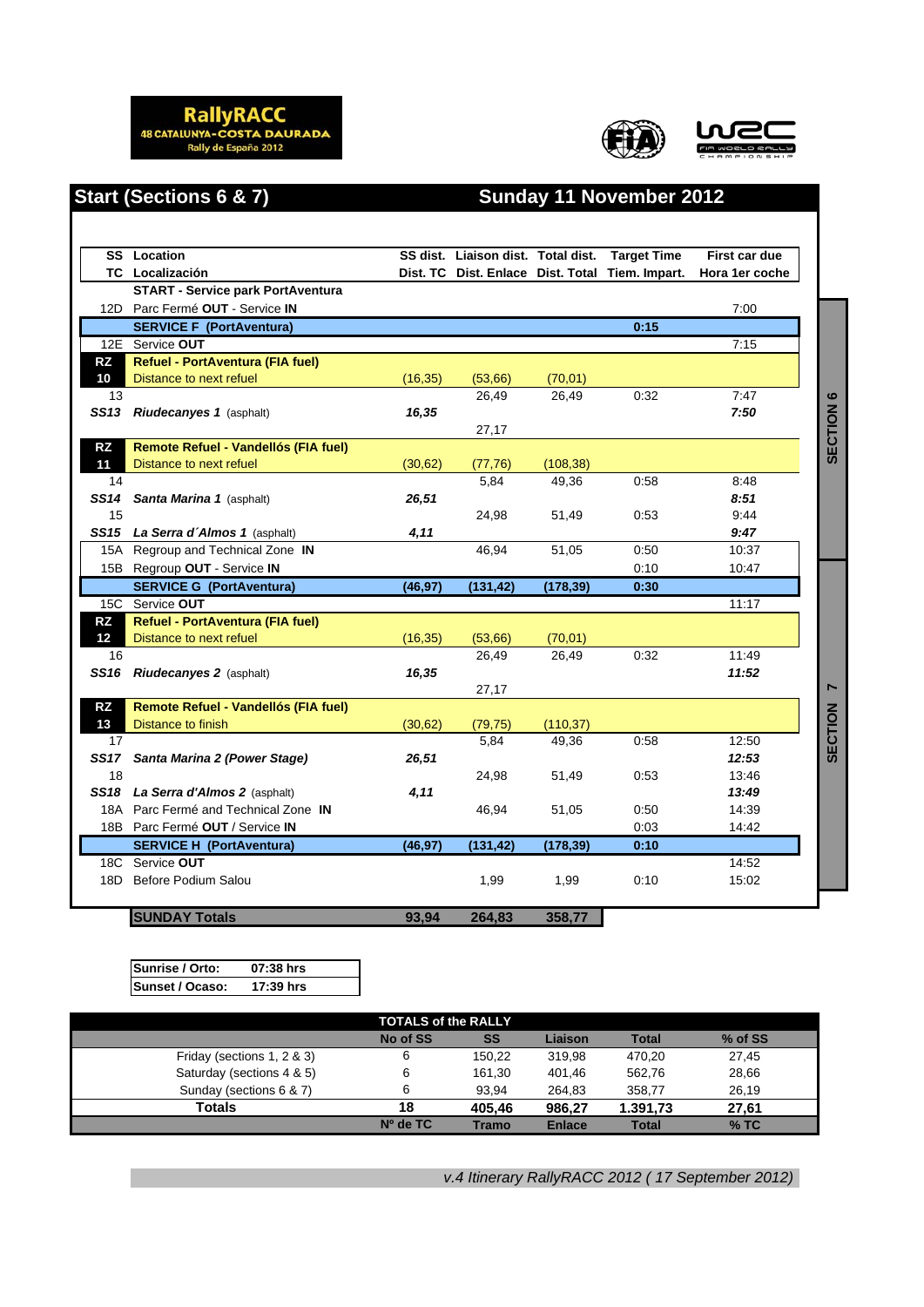RallyRACC 48 CATALUNYA-COSTA DAURADA Rally de España 2012

## Start (Sections 6 & 7) — Sunday 11 November 2012

| SS / TC | Location / Localización | SS dist. / Dist. TC | Liaison dist. / Dist. Enlace | Total dist. / Dist. Total | Target Time / Tiem. Impart. | First car due / Hora 1er coche | |
|---|---|---|---|---|---|---|---|
| | **START - Service park PortAventura** | | | | | | SECTION 6 |
| 12D | Parc Fermé **OUT** - Service **IN** | | | | | 7:00 | |
| | **SERVICE F (PortAventura)** | | | | **0:15** | | |
| 12E | Service **OUT** | | | | | 7:15 | |
| **RZ 10** | **Refuel - PortAventura (FIA fuel)** Distance to next refuel | (16,35) | (53,66) | (70,01) | | | |
| 13 | | | 26,49 | 26,49 | 0:32 | 7:47 | |
| ***SS13*** | ***Riudecanyes 1*** (asphalt) | ***16,35*** | | | | ***7:50*** | |
| | | | 27,17 | | | | |
| **RZ 11** | **Remote Refuel - Vandellós (FIA fuel)** Distance to next refuel | (30,62) | (77,76) | (108,38) | | | |
| 14 | | | 5,84 | 49,36 | 0:58 | 8:48 | |
| ***SS14*** | ***Santa Marina 1*** (asphalt) | ***26,51*** | | | | ***8:51*** | |
| 15 | | | 24,98 | 51,49 | 0:53 | 9:44 | |
| ***SS15*** | ***La Serra d´Almos 1*** (asphalt) | ***4,11*** | | | | ***9:47*** | |
| 15A | Regroup and Technical Zone **IN** | | 46,94 | 51,05 | 0:50 | 10:37 | |
| 15B | Regroup **OUT** - Service **IN** | | | | 0:10 | 10:47 | |
| | **SERVICE G (PortAventura)** | **(46,97)** | **(131,42)** | **(178,39)** | **0:30** | | SECTION 7 |
| 15C | Service **OUT** | | | | | 11:17 | |
| **RZ 12** | **Refuel - PortAventura (FIA fuel)** Distance to next refuel | (16,35) | (53,66) | (70,01) | | | |
| 16 | | | 26,49 | 26,49 | 0:32 | 11:49 | |
| ***SS16*** | ***Riudecanyes 2*** (asphalt) | ***16,35*** | | | | ***11:52*** | |
| | | | 27,17 | | | | |
| **RZ 13** | **Remote Refuel - Vandellós (FIA fuel)** Distance to finish | (30,62) | (79,75) | (110,37) | | | |
| 17 | | | 5,84 | 49,36 | 0:58 | 12:50 | |
| ***SS17*** | ***Santa Marina 2 (Power Stage)*** | ***26,51*** | | | | ***12:53*** | |
| 18 | | | 24,98 | 51,49 | 0:53 | 13:46 | |
| ***SS18*** | ***La Serra d'Almos 2*** (asphalt) | ***4,11*** | | | | ***13:49*** | |
| 18A | Parc Fermé and Technical Zone **IN** | | 46,94 | 51,05 | 0:50 | 14:39 | |
| 18B | Parc Fermé **OUT** / Service **IN** | | | | 0:03 | 14:42 | |
| | **SERVICE H (PortAventura)** | **(46,97)** | **(131,42)** | **(178,39)** | **0:10** | | |
| 18C | Service **OUT** | | | | | 14:52 | |
| 18D | Before Podium Salou | | 1,99 | 1,99 | 0:10 | 15:02 | |
| | **SUNDAY Totals** | **93,94** | **264,83** | **358,77** | | | |

| | |
|---|---|
| **Sunrise / Orto:** | **07:38 hrs** |
| **Sunset / Ocaso:** | **17:39 hrs** |

**TOTALS of the RALLY**

| | No of SS | SS | Liaison | Total | % of SS |
|---|---|---|---|---|---|
| Friday (sections 1, 2 & 3) | 6 | 150,22 | 319,98 | 470,20 | 27,45 |
| Saturday (sections 4 & 5) | 6 | 161,30 | 401,46 | 562,76 | 28,66 |
| Sunday (sections 6 & 7) | 6 | 93,94 | 264,83 | 358,77 | 26,19 |
| **Totals** | **18** | **405,46** | **986,27** | **1.391,73** | **27,61** |
| | **Nº de TC** | **Tramo** | **Enlace** | **Total** | **% TC** |

*v.4 Itinerary RallyRACC 2012 ( 17 September 2012)*